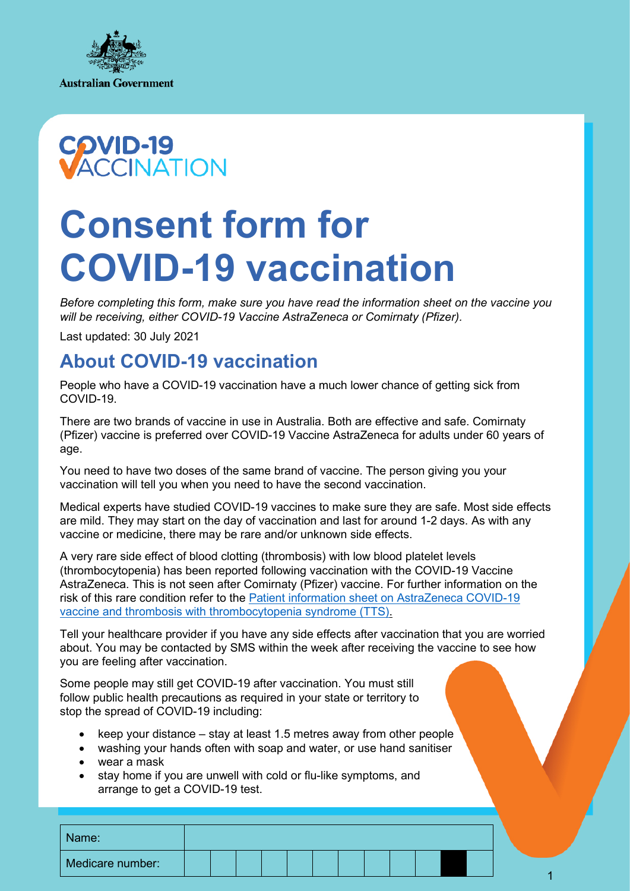Australian Government

COVID-19 VACCINATION

# Consent form for COVID-19 vaccination

*Before completing this form, make sure you have read the information sheet on the vaccine you will be receiving, either COVID-19 Vaccine AstraZeneca or Comirnaty (Pfizer).*

Last updated: 30 July 2021

## About COVID-19 vaccination

People who have a COVID-19 vaccination have a much lower chance of getting sick from COVID-19.

There are two brands of vaccine in use in Australia. Both are effective and safe. Comirnaty (Pfizer) vaccine is preferred over COVID-19 Vaccine AstraZeneca for adults under 60 years of age.

You need to have two doses of the same brand of vaccine. The person giving you your vaccination will tell you when you need to have the second vaccination.

Medical experts have studied COVID-19 vaccines to make sure they are safe. Most side effects are mild. They may start on the day of vaccination and last for around 1-2 days. As with any vaccine or medicine, there may be rare and/or unknown side effects.

A very rare side effect of blood clotting (thrombosis) with low blood platelet levels (thrombocytopenia) has been reported following vaccination with the COVID-19 Vaccine AstraZeneca. This is not seen after Comirnaty (Pfizer) vaccine. For further information on the risk of this rare condition refer to the Patient information sheet on AstraZeneca COVID-19 vaccine and thrombosis with thrombocytopenia syndrome (TTS).

Tell your healthcare provider if you have any side effects after vaccination that you are worried about. You may be contacted by SMS within the week after receiving the vaccine to see how you are feeling after vaccination.

Some people may still get COVID-19 after vaccination. You must still follow public health precautions as required in your state or territory to stop the spread of COVID-19 including:

- keep your distance – stay at least 1.5 metres away from other people
- washing your hands often with soap and water, or use hand sanitiser
- wear a mask
- stay home if you are unwell with cold or flu-like symptoms, and arrange to get a COVID-19 test.

| Name: | | | | | | | | | | | |
|---|---|---|---|---|---|---|---|---|---|---|---|
| Medicare number: | | | | | | | | | | | |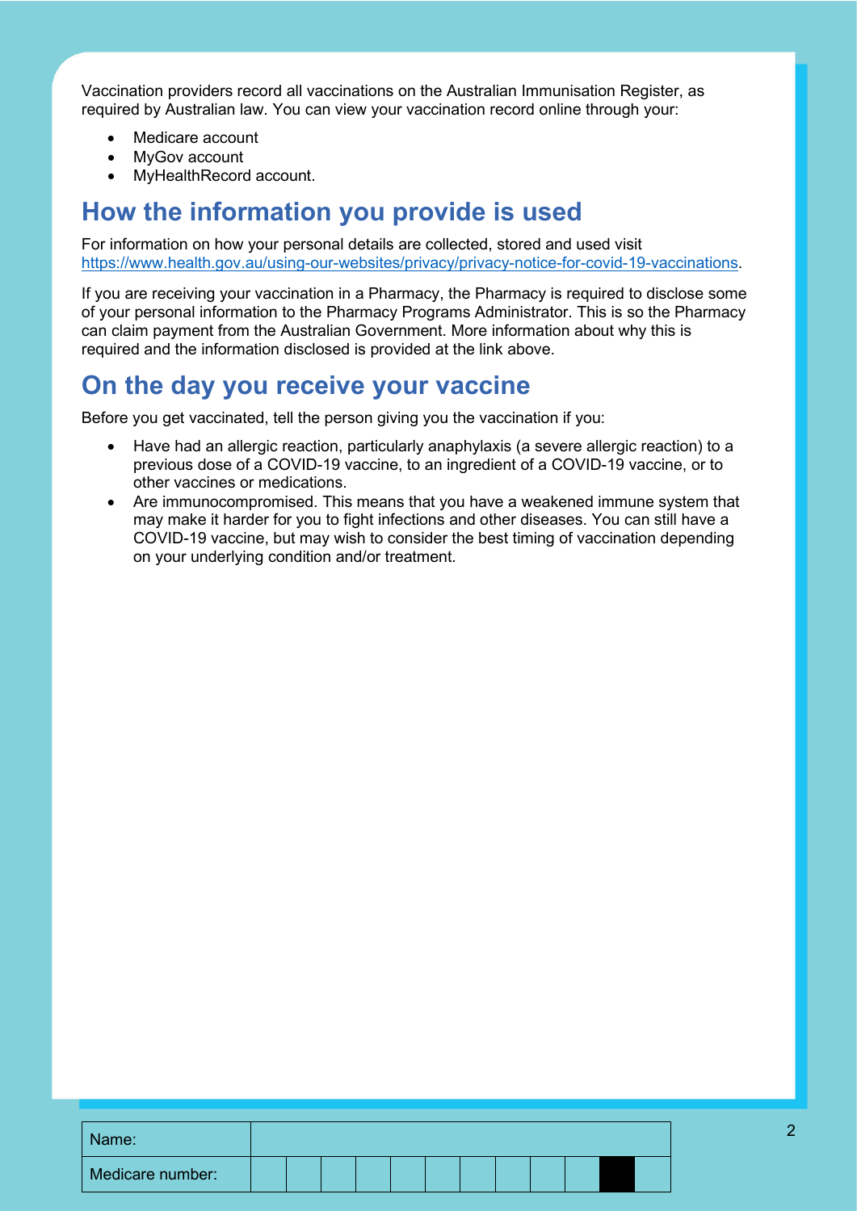Vaccination providers record all vaccinations on the Australian Immunisation Register, as required by Australian law. You can view your vaccination record online through your:

- Medicare account
- MyGov account
- MyHealthRecord account.

## How the information you provide is used

For information on how your personal details are collected, stored and used visit https://www.health.gov.au/using-our-websites/privacy/privacy-notice-for-covid-19-vaccinations.

If you are receiving your vaccination in a Pharmacy, the Pharmacy is required to disclose some of your personal information to the Pharmacy Programs Administrator. This is so the Pharmacy can claim payment from the Australian Government. More information about why this is required and the information disclosed is provided at the link above.

## On the day you receive your vaccine

Before you get vaccinated, tell the person giving you the vaccination if you:

- Have had an allergic reaction, particularly anaphylaxis (a severe allergic reaction) to a previous dose of a COVID-19 vaccine, to an ingredient of a COVID-19 vaccine, or to other vaccines or medications.
- Are immunocompromised. This means that you have a weakened immune system that may make it harder for you to fight infections and other diseases. You can still have a COVID-19 vaccine, but may wish to consider the best timing of vaccination depending on your underlying condition and/or treatment.

| Name: | | | | | | | | | | | | |
|---|---|---|---|---|---|---|---|---|---|---|---|---|
| Medicare number: | | | | | | | | | | | | |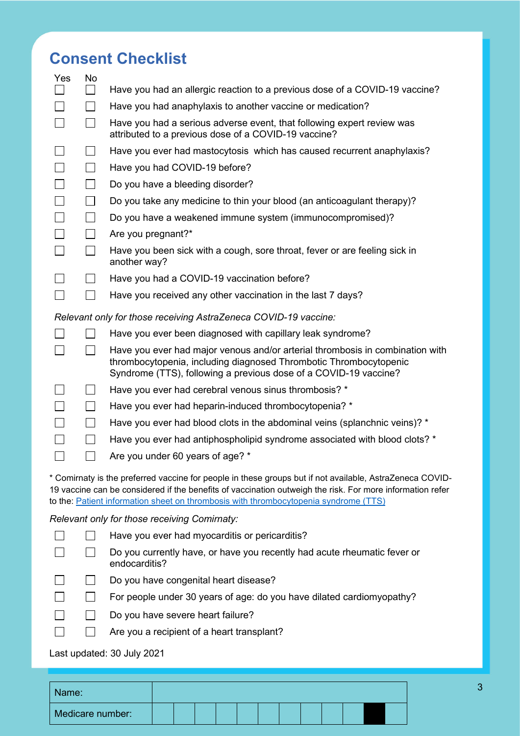# Consent Checklist

| Yes | No | |
|---|---|---|
| ☐ | ☐ | Have you had an allergic reaction to a previous dose of a COVID-19 vaccine? |
| ☐ | ☐ | Have you had anaphylaxis to another vaccine or medication? |
| ☐ | ☐ | Have you had a serious adverse event, that following expert review was attributed to a previous dose of a COVID-19 vaccine? |
| ☐ | ☐ | Have you ever had mastocytosis which has caused recurrent anaphylaxis? |
| ☐ | ☐ | Have you had COVID-19 before? |
| ☐ | ☐ | Do you have a bleeding disorder? |
| ☐ | ☐ | Do you take any medicine to thin your blood (an anticoagulant therapy)? |
| ☐ | ☐ | Do you have a weakened immune system (immunocompromised)? |
| ☐ | ☐ | Are you pregnant?* |
| ☐ | ☐ | Have you been sick with a cough, sore throat, fever or are feeling sick in another way? |
| ☐ | ☐ | Have you had a COVID-19 vaccination before? |
| ☐ | ☐ | Have you received any other vaccination in the last 7 days? |

*Relevant only for those receiving AstraZeneca COVID-19 vaccine:*

| Yes | No | |
|---|---|---|
| ☐ | ☐ | Have you ever been diagnosed with capillary leak syndrome? |
| ☐ | ☐ | Have you ever had major venous and/or arterial thrombosis in combination with thrombocytopenia, including diagnosed Thrombotic Thrombocytopenic Syndrome (TTS), following a previous dose of a COVID-19 vaccine? |
| ☐ | ☐ | Have you ever had cerebral venous sinus thrombosis? * |
| ☐ | ☐ | Have you ever had heparin-induced thrombocytopenia? * |
| ☐ | ☐ | Have you ever had blood clots in the abdominal veins (splanchnic veins)? * |
| ☐ | ☐ | Have you ever had antiphospholipid syndrome associated with blood clots? * |
| ☐ | ☐ | Are you under 60 years of age? * |

* Comirnaty is the preferred vaccine for people in these groups but if not available, AstraZeneca COVID-19 vaccine can be considered if the benefits of vaccination outweigh the risk. For more information refer to the: [Patient information sheet on thrombosis with thrombocytopenia syndrome (TTS)]

*Relevant only for those receiving Comirnaty:*

| Yes | No | |
|---|---|---|
| ☐ | ☐ | Have you ever had myocarditis or pericarditis? |
| ☐ | ☐ | Do you currently have, or have you recently had acute rheumatic fever or endocarditis? |
| ☐ | ☐ | Do you have congenital heart disease? |
| ☐ | ☐ | For people under 30 years of age: do you have dilated cardiomyopathy? |
| ☐ | ☐ | Do you have severe heart failure? |
| ☐ | ☐ | Are you a recipient of a heart transplant? |

Last updated: 30 July 2021

| Name: | |
|---|---|
| Medicare number: | |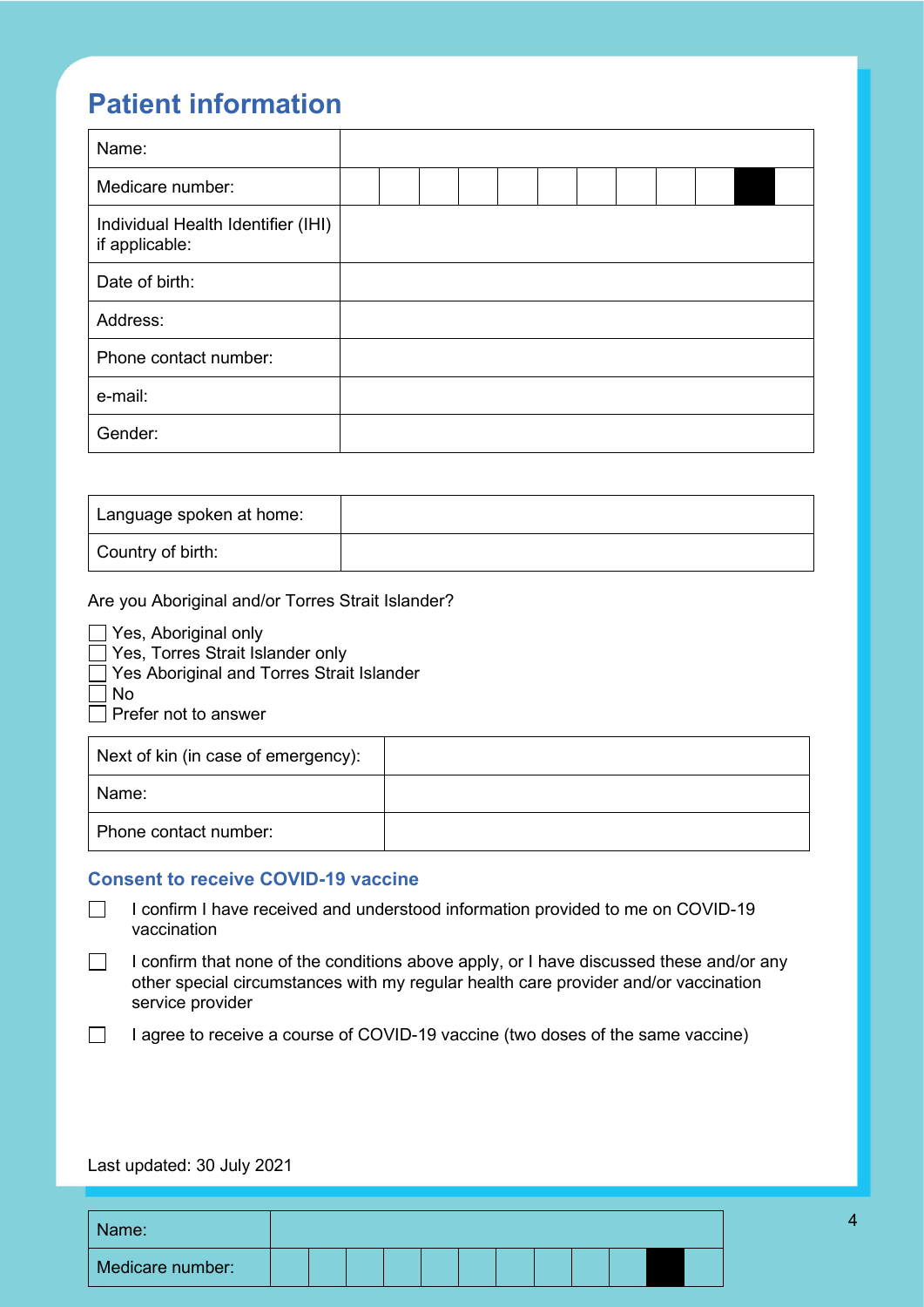## Patient information

| Name: | |
|---|---|
| Medicare number: | |
| Individual Health Identifier (IHI) if applicable: | |
| Date of birth: | |
| Address: | |
| Phone contact number: | |
| e-mail: | |
| Gender: | |

| Language spoken at home: | |
|---|---|
| Country of birth: | |

Are you Aboriginal and/or Torres Strait Islander?

- ☐ Yes, Aboriginal only
- ☐ Yes, Torres Strait Islander only
- ☐ Yes Aboriginal and Torres Strait Islander
- ☐ No
- ☐ Prefer not to answer

| Next of kin (in case of emergency): | |
|---|---|
| Name: | |
| Phone contact number: | |

### Consent to receive COVID-19 vaccine

- ☐ I confirm I have received and understood information provided to me on COVID-19 vaccination
- ☐ I confirm that none of the conditions above apply, or I have discussed these and/or any other special circumstances with my regular health care provider and/or vaccination service provider
- ☐ I agree to receive a course of COVID-19 vaccine (two doses of the same vaccine)

Last updated: 30 July 2021

| Name: | |
|---|---|
| Medicare number: | |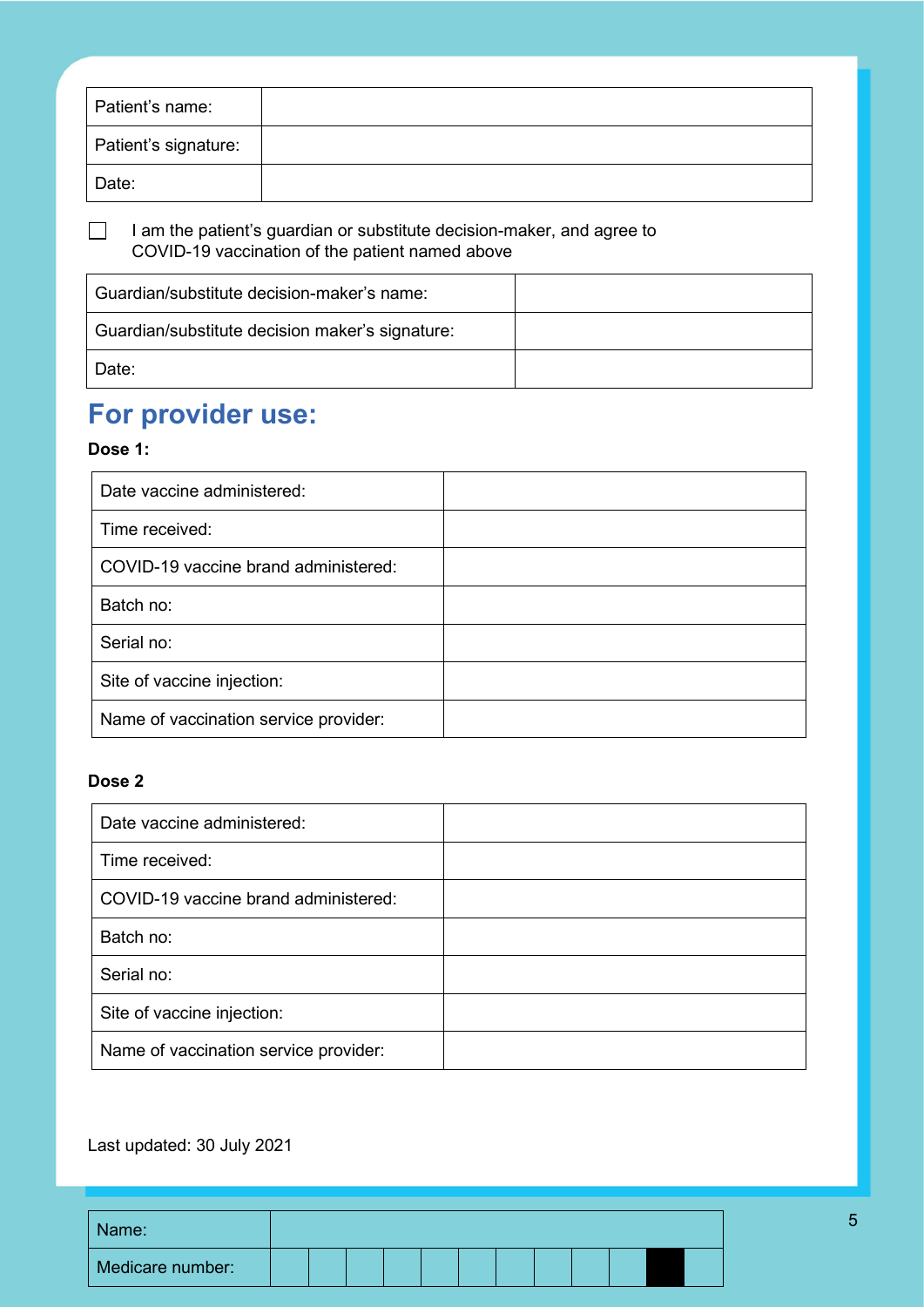| | |
|---|---|
| Patient's name: | |
| Patient's signature: | |
| Date: | |

☐ I am the patient's guardian or substitute decision-maker, and agree to COVID-19 vaccination of the patient named above

| | |
|---|---|
| Guardian/substitute decision-maker's name: | |
| Guardian/substitute decision maker's signature: | |
| Date: | |

## For provider use:

**Dose 1:**

| | |
|---|---|
| Date vaccine administered: | |
| Time received: | |
| COVID-19 vaccine brand administered: | |
| Batch no: | |
| Serial no: | |
| Site of vaccine injection: | |
| Name of vaccination service provider: | |

**Dose 2**

| | |
|---|---|
| Date vaccine administered: | |
| Time received: | |
| COVID-19 vaccine brand administered: | |
| Batch no: | |
| Serial no: | |
| Site of vaccine injection: | |
| Name of vaccination service provider: | |

Last updated: 30 July 2021

| | | | | | | | | | | | |
|---|---|---|---|---|---|---|---|---|---|---|---|
| Name: | | | | | | | | | | | |
| Medicare number: | | | | | | | | | | | |